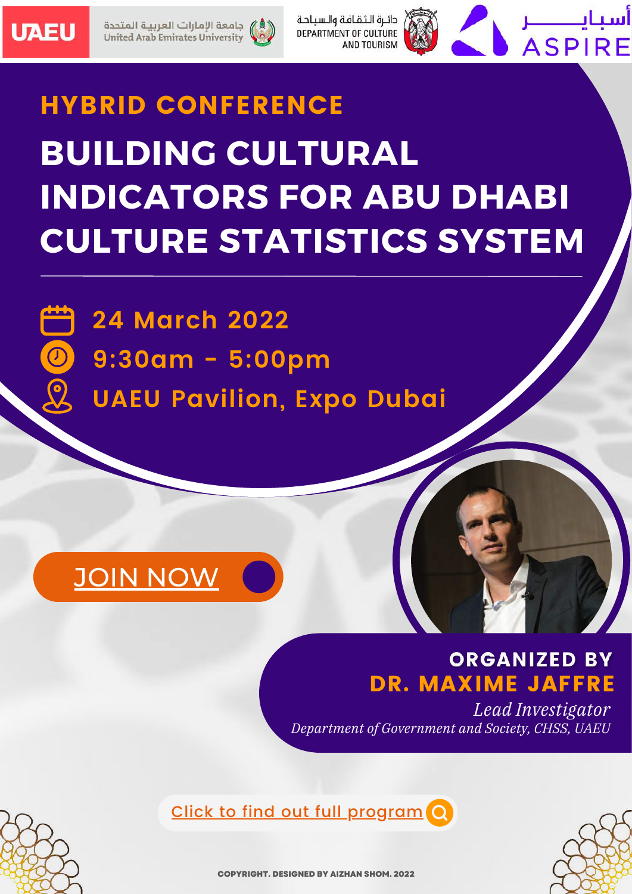UAEU

جامعة الإمارات العربية المتحدة
United Arab Emirates University

دائرة الثقافة والسياحة
DEPARTMENT OF CULTURE AND TOURISM

أسباير
ASPIRE

## HYBRID CONFERENCE

# BUILDING CULTURAL INDICATORS FOR ABU DHABI CULTURE STATISTICS SYSTEM

24 March 2022

9:30am - 5:00pm

UAEU Pavilion, Expo Dubai

JOIN NOW

**ORGANIZED BY**

**DR. MAXIME JAFFRE**

*Lead Investigator*

*Department of Government and Society, CHSS, UAEU*

Click to find out full program

COPYRIGHT. DESIGNED BY AIZHAN SHOM. 2022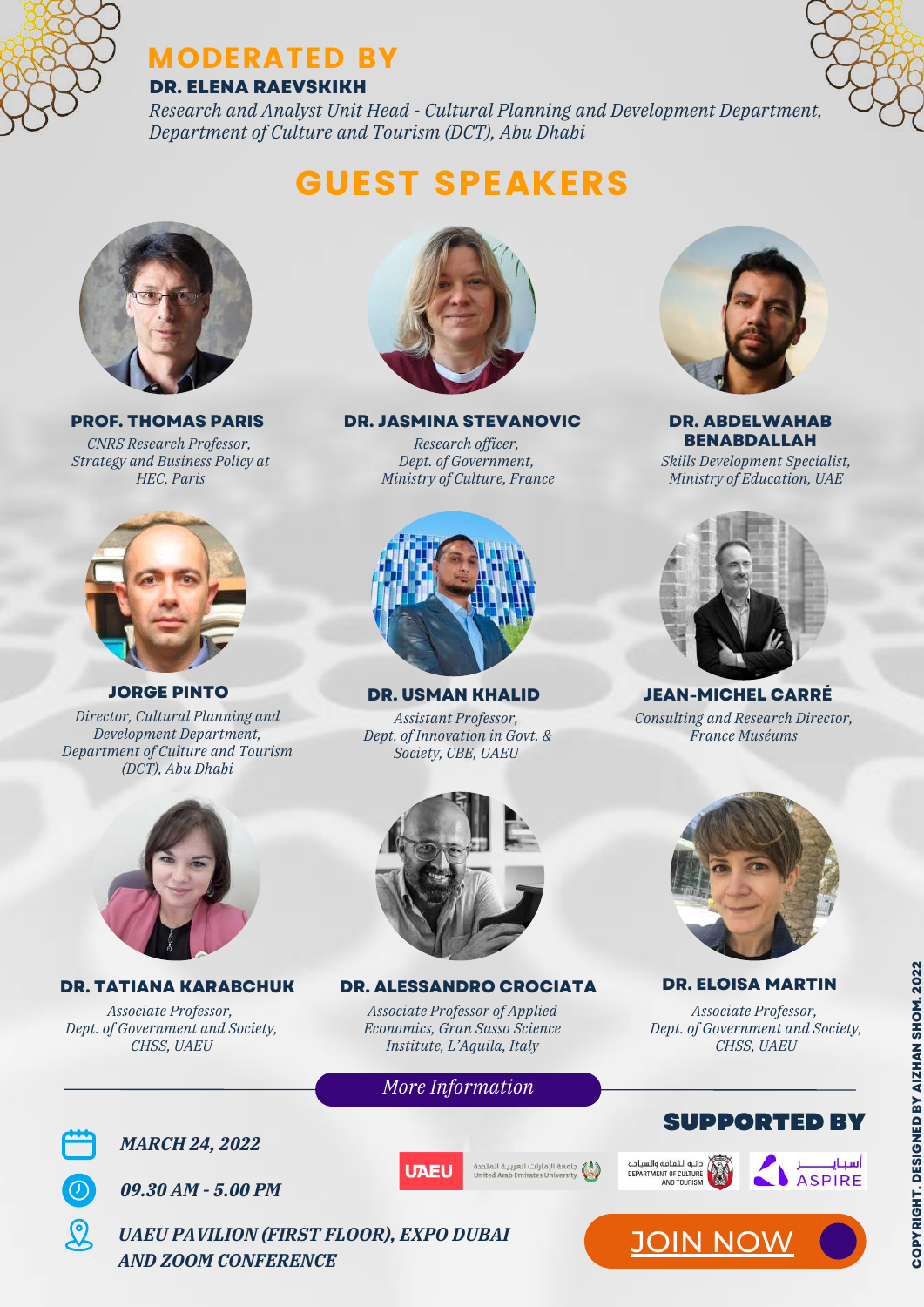## MODERATED BY

**DR. ELENA RAEVSKIKH**

*Research and Analyst Unit Head - Cultural Planning and Development Department, Department of Culture and Tourism (DCT), Abu Dhabi*

## GUEST SPEAKERS

**PROF. THOMAS PARIS**
*CNRS Research Professor, Strategy and Business Policy at HEC, Paris*

**DR. JASMINA STEVANOVIC**
*Research officer, Dept. of Government, Ministry of Culture, France*

**DR. ABDELWAHAB BENABDALLAH**
*Skills Development Specialist, Ministry of Education, UAE*

**JORGE PINTO**
*Director, Cultural Planning and Development Department, Department of Culture and Tourism (DCT), Abu Dhabi*

**DR. USMAN KHALID**
*Assistant Professor, Dept. of Innovation in Govt. & Society, CBE, UAEU*

**JEAN-MICHEL CARRÉ**
*Consulting and Research Director, France Muséums*

**DR. TATIANA KARABCHUK**
*Associate Professor, Dept. of Government and Society, CHSS, UAEU*

**DR. ALESSANDRO CROCIATA**
*Associate Professor of Applied Economics, Gran Sasso Science Institute, L'Aquila, Italy*

**DR. ELOISA MARTIN**
*Associate Professor, Dept. of Government and Society, CHSS, UAEU*

*More Information*

*MARCH 24, 2022*

*09.30 AM - 5.00 PM*

*UAEU PAVILION (FIRST FLOOR), EXPO DUBAI AND ZOOM CONFERENCE*

## SUPPORTED BY

UAEU جامعة الإمارات العربية المتحدة United Arab Emirates University

دائرة الثقافة والسياحة DEPARTMENT OF CULTURE AND TOURISM

أسباير ASPIRE

JOIN NOW

COPYRIGHT. DESIGNED BY AIZHAN SHOM. 2022